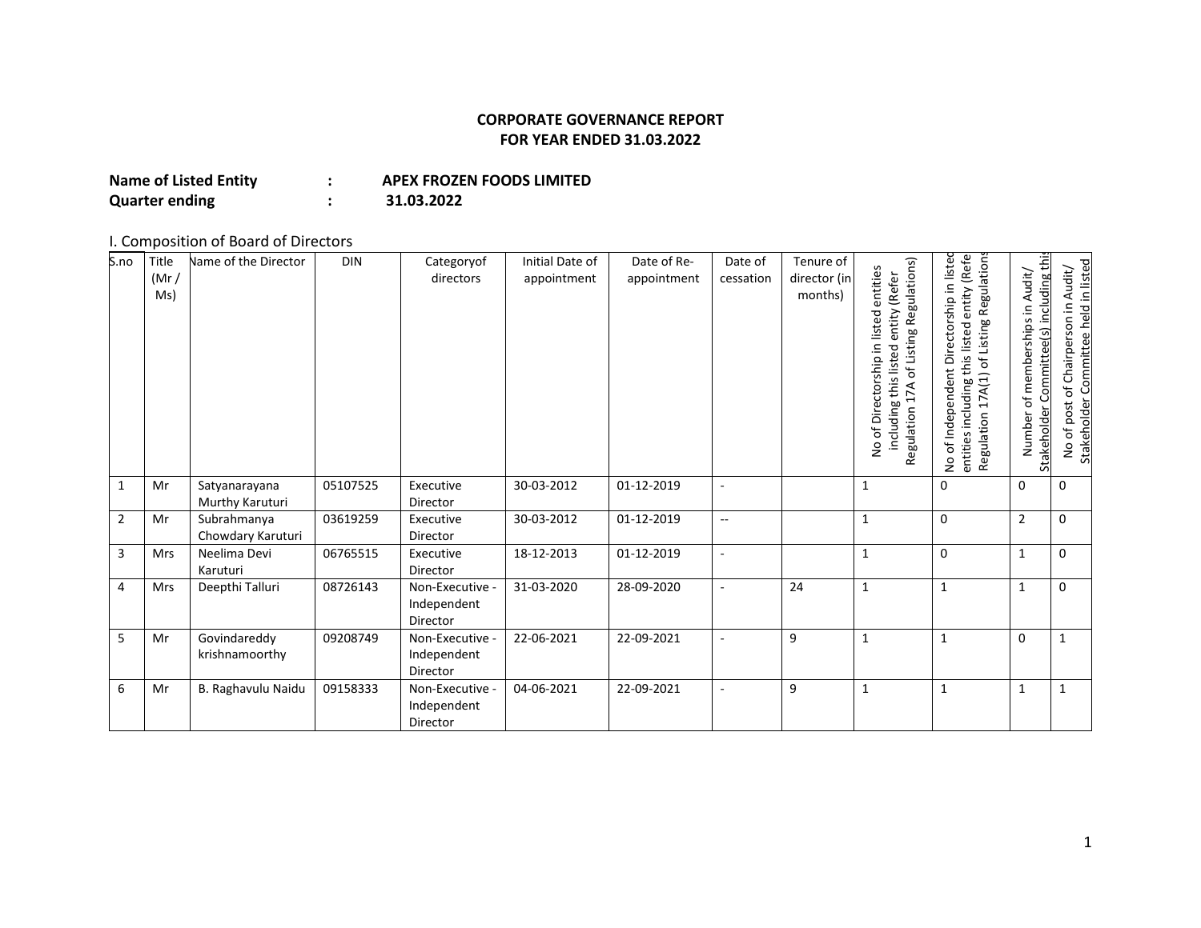**CORPORATE GOVERNANCE REPORT**
**FOR YEAR ENDED 31.03.2022**

**Name of Listed Entity : APEX FROZEN FOODS LIMITED**
**Quarter ending : 31.03.2022**

I. Composition of Board of Directors

| S.no | Title (Mr / Ms) | Name of the Director | DIN | Categoryof directors | Initial Date of appointment | Date of Re-appointment | Date of cessation | Tenure of director (in months) | No of Directorship in listed entities including this listed entity (Refer Regulation 17A of Listing Regulations) | No of Independent Directorship in listed entities including this listed entity (Refe Regulation 17A(1) of Listing Regulations | Number of memberships in Audit/ Stakeholder Committee(s) including this | No of post of Chairperson in Audit/ Stakeholder Committee held in listed |
|---|---|---|---|---|---|---|---|---|---|---|---|---|
| 1 | Mr | Satyanarayana Murthy Karuturi | 05107525 | Executive Director | 30-03-2012 | 01-12-2019 | - | | 1 | 0 | 0 | 0 |
| 2 | Mr | Subrahmanya Chowdary Karuturi | 03619259 | Executive Director | 30-03-2012 | 01-12-2019 | -- | | 1 | 0 | 2 | 0 |
| 3 | Mrs | Neelima Devi Karuturi | 06765515 | Executive Director | 18-12-2013 | 01-12-2019 | - | | 1 | 0 | 1 | 0 |
| 4 | Mrs | Deepthi Talluri | 08726143 | Non-Executive - Independent Director | 31-03-2020 | 28-09-2020 | - | 24 | 1 | 1 | 1 | 0 |
| 5 | Mr | Govindareddy krishnamoorthy | 09208749 | Non-Executive - Independent Director | 22-06-2021 | 22-09-2021 | - | 9 | 1 | 1 | 0 | 1 |
| 6 | Mr | B. Raghavulu Naidu | 09158333 | Non-Executive - Independent Director | 04-06-2021 | 22-09-2021 | - | 9 | 1 | 1 | 1 | 1 |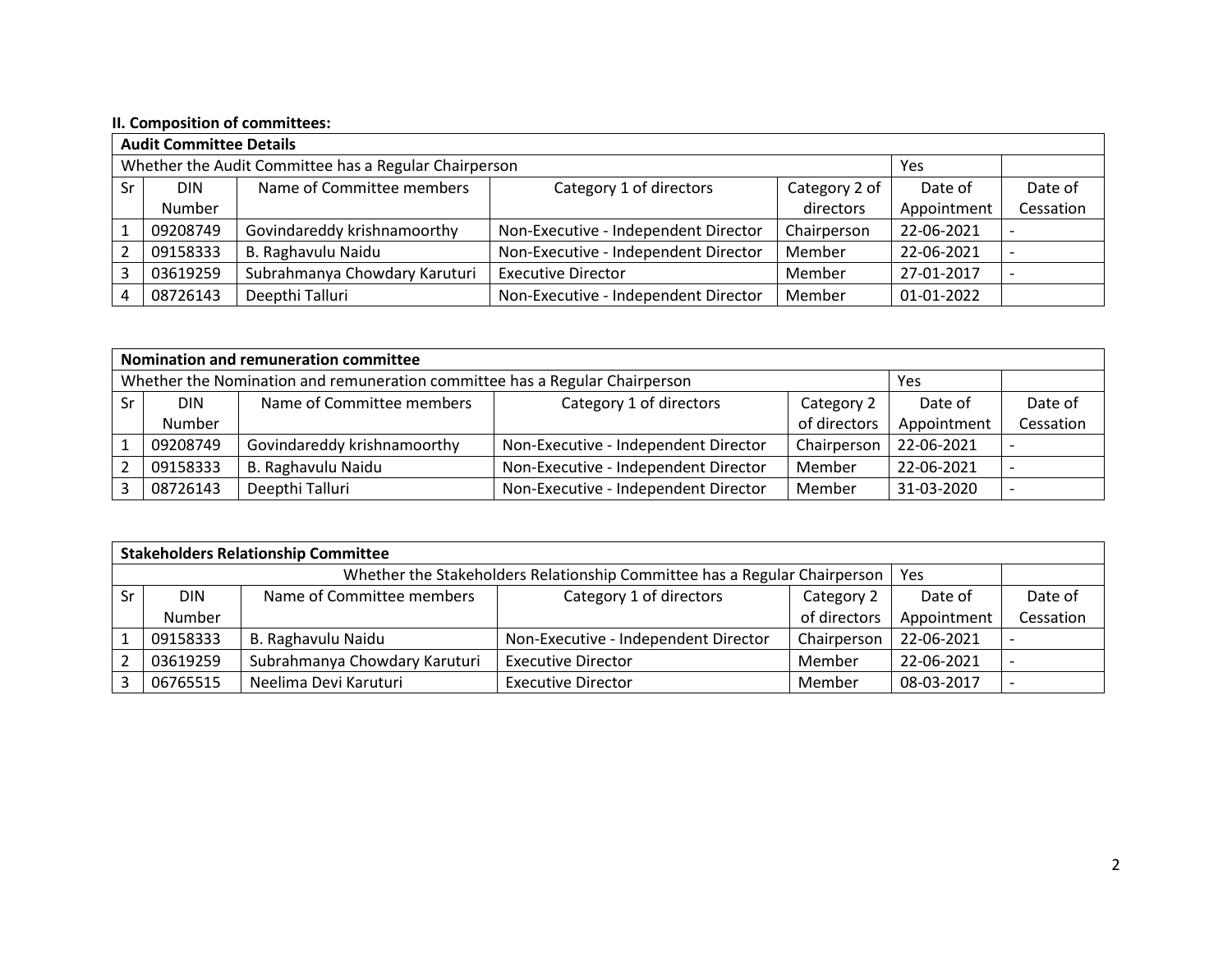**II. Composition of committees:**

| Audit Committee Details | | | | | | |
|---|---|---|---|---|---|---|
| Whether the Audit Committee has a Regular Chairperson | | | | | Yes | |
| Sr | DIN Number | Name of Committee members | Category 1 of directors | Category 2 of directors | Date of Appointment | Date of Cessation |
| 1 | 09208749 | Govindareddy krishnamoorthy | Non-Executive - Independent Director | Chairperson | 22-06-2021 | - |
| 2 | 09158333 | B. Raghavulu Naidu | Non-Executive - Independent Director | Member | 22-06-2021 | - |
| 3 | 03619259 | Subrahmanya Chowdary Karuturi | Executive Director | Member | 27-01-2017 | - |
| 4 | 08726143 | Deepthi Talluri | Non-Executive - Independent Director | Member | 01-01-2022 | |

| Nomination and remuneration committee | | | | | | |
|---|---|---|---|---|---|---|
| Whether the Nomination and remuneration committee has a Regular Chairperson | | | | | Yes | |
| Sr | DIN Number | Name of Committee members | Category 1 of directors | Category 2 of directors | Date of Appointment | Date of Cessation |
| 1 | 09208749 | Govindareddy krishnamoorthy | Non-Executive - Independent Director | Chairperson | 22-06-2021 | - |
| 2 | 09158333 | B. Raghavulu Naidu | Non-Executive - Independent Director | Member | 22-06-2021 | - |
| 3 | 08726143 | Deepthi Talluri | Non-Executive - Independent Director | Member | 31-03-2020 | - |

| Stakeholders Relationship Committee | | | | | | |
|---|---|---|---|---|---|---|
| Whether the Stakeholders Relationship Committee has a Regular Chairperson | | | | | Yes | |
| Sr | DIN Number | Name of Committee members | Category 1 of directors | Category 2 of directors | Date of Appointment | Date of Cessation |
| 1 | 09158333 | B. Raghavulu Naidu | Non-Executive - Independent Director | Chairperson | 22-06-2021 | - |
| 2 | 03619259 | Subrahmanya Chowdary Karuturi | Executive Director | Member | 22-06-2021 | - |
| 3 | 06765515 | Neelima Devi Karuturi | Executive Director | Member | 08-03-2017 | - |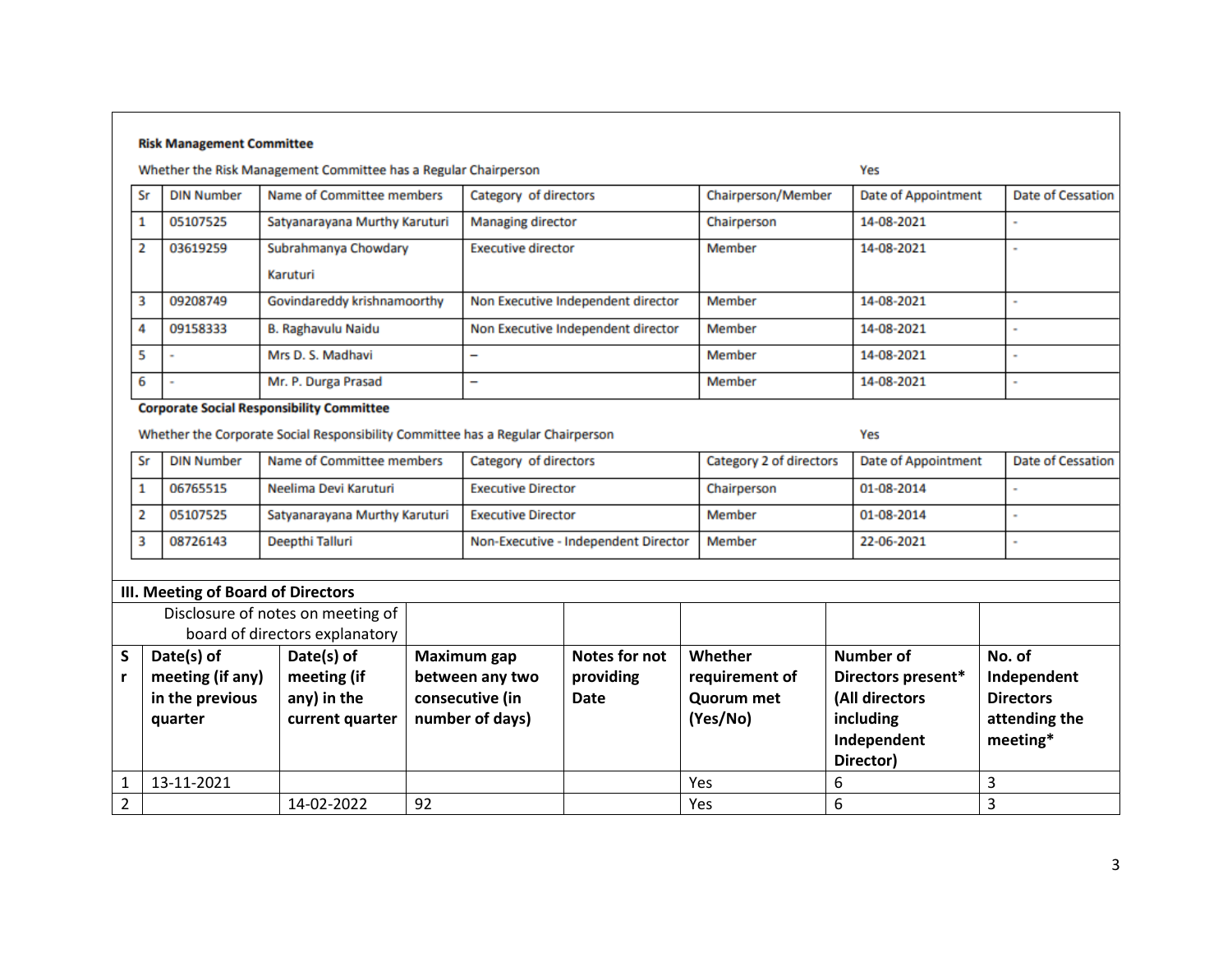**Risk Management Committee**

Whether the Risk Management Committee has a Regular Chairperson Yes

| Sr | DIN Number | Name of Committee members | Category of directors | Chairperson/Member | Date of Appointment | Date of Cessation |
|---|---|---|---|---|---|---|
| 1 | 05107525 | Satyanarayana Murthy Karuturi | Managing director | Chairperson | 14-08-2021 | - |
| 2 | 03619259 | Subrahmanya Chowdary Karuturi | Executive director | Member | 14-08-2021 | - |
| 3 | 09208749 | Govindareddy krishnamoorthy | Non Executive Independent director | Member | 14-08-2021 | - |
| 4 | 09158333 | B. Raghavulu Naidu | Non Executive Independent director | Member | 14-08-2021 | - |
| 5 | - | Mrs D. S. Madhavi | – | Member | 14-08-2021 | - |
| 6 | - | Mr. P. Durga Prasad | – | Member | 14-08-2021 | - |

**Corporate Social Responsibility Committee**

Whether the Corporate Social Responsibility Committee has a Regular Chairperson Yes

| Sr | DIN Number | Name of Committee members | Category of directors | Category 2 of directors | Date of Appointment | Date of Cessation |
|---|---|---|---|---|---|---|
| 1 | 06765515 | Neelima Devi Karuturi | Executive Director | Chairperson | 01-08-2014 | - |
| 2 | 05107525 | Satyanarayana Murthy Karuturi | Executive Director | Member | 01-08-2014 | - |
| 3 | 08726143 | Deepthi Talluri | Non-Executive - Independent Director | Member | 22-06-2021 | - |

**III. Meeting of Board of Directors**

Disclosure of notes on meeting of board of directors explanatory

| Sr | Date(s) of meeting (if any) in the previous quarter | Date(s) of meeting (if any) in the current quarter | Maximum gap between any two consecutive (in number of days) | Notes for not providing Date | Whether requirement of Quorum met (Yes/No) | Number of Directors present* (All directors including Independent Director) | No. of Independent Directors attending the meeting* |
|---|---|---|---|---|---|---|---|
| 1 | 13-11-2021 | | | | Yes | 6 | 3 |
| 2 | | 14-02-2022 | 92 | | Yes | 6 | 3 |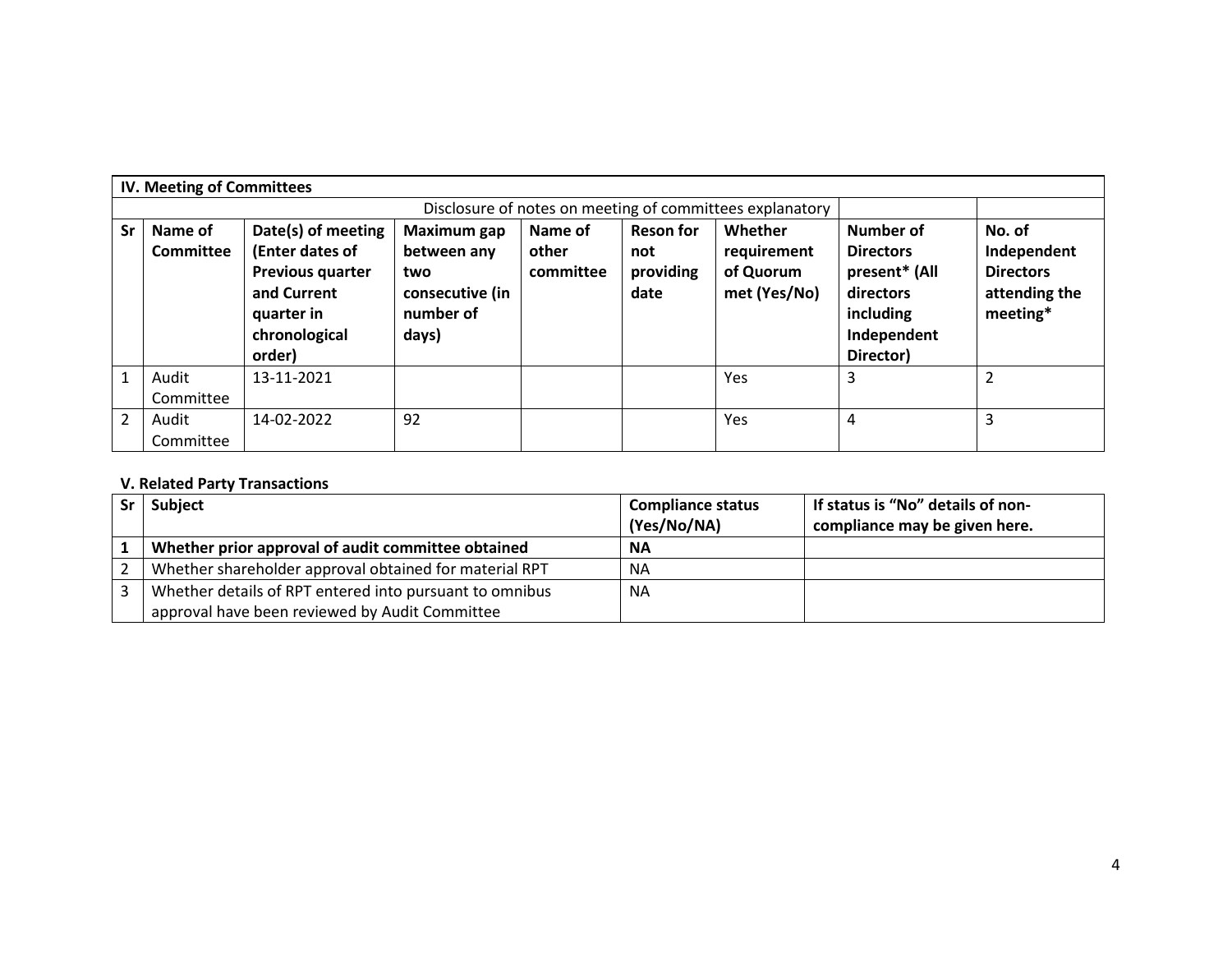| IV. Meeting of Committees | | | | | | | | |
|---|---|---|---|---|---|---|---|---|
| Disclosure of notes on meeting of committees explanatory | | | | | | | | |
| **Sr** | **Name of Committee** | **Date(s) of meeting (Enter dates of Previous quarter and Current quarter in chronological order)** | **Maximum gap between any two consecutive (in number of days)** | **Name of other committee** | **Reson for not providing date** | **Whether requirement of Quorum met (Yes/No)** | **Number of Directors present* (All directors including Independent Director)** | **No. of Independent Directors attending the meeting*** |
| 1 | Audit Committee | 13-11-2021 | | | | Yes | 3 | 2 |
| 2 | Audit Committee | 14-02-2022 | 92 | | | Yes | 4 | 3 |

**V. Related Party Transactions**

| Sr | Subject | Compliance status (Yes/No/NA) | If status is "No" details of non-compliance may be given here. |
|---|---|---|---|
| **1** | **Whether prior approval of audit committee obtained** | **NA** | |
| 2 | Whether shareholder approval obtained for material RPT | NA | |
| 3 | Whether details of RPT entered into pursuant to omnibus approval have been reviewed by Audit Committee | NA | |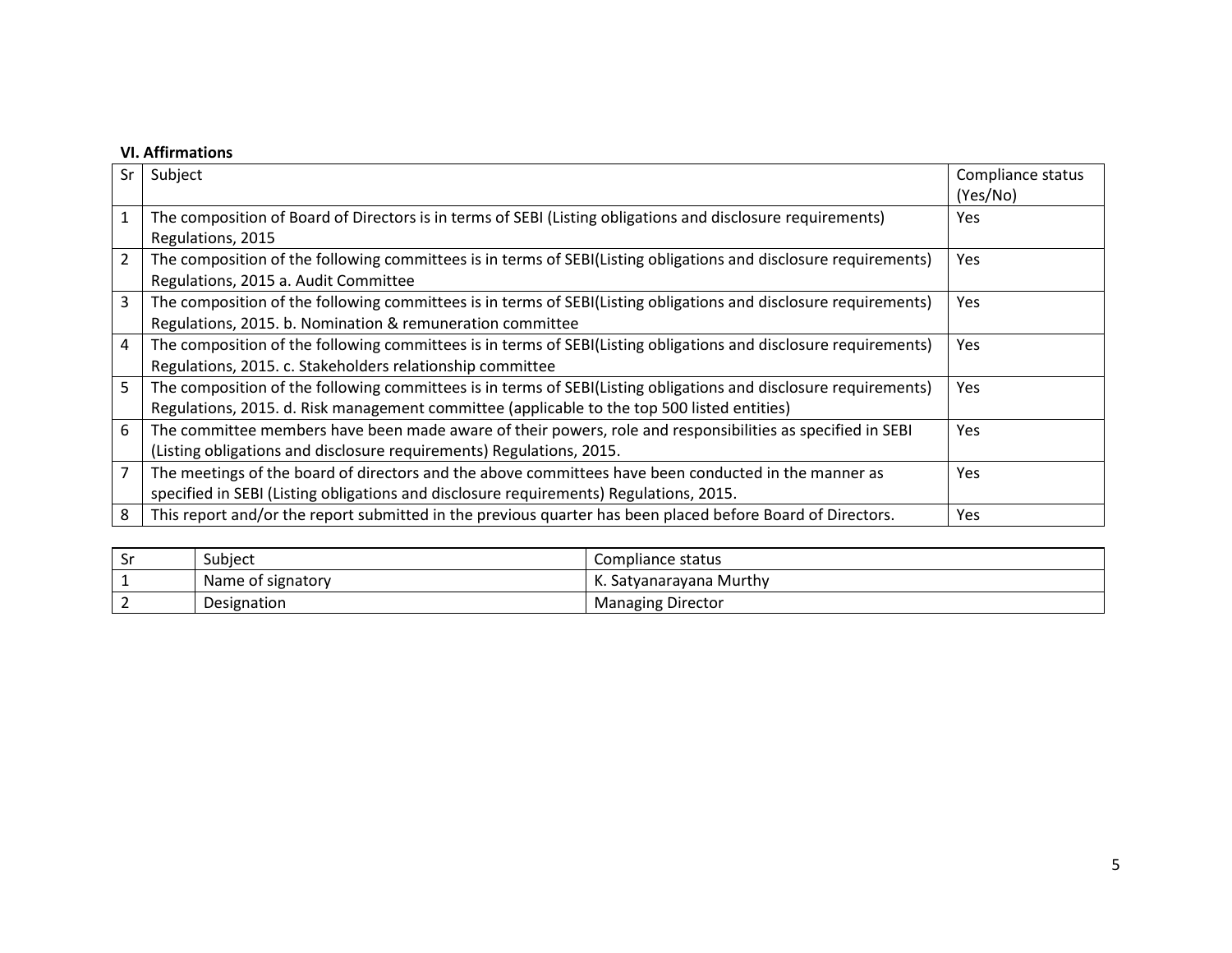**VI. Affirmations**

| Sr | Subject | Compliance status (Yes/No) |
|---|---|---|
| 1 | The composition of Board of Directors is in terms of SEBI (Listing obligations and disclosure requirements) Regulations, 2015 | Yes |
| 2 | The composition of the following committees is in terms of SEBI(Listing obligations and disclosure requirements) Regulations, 2015 a. Audit Committee | Yes |
| 3 | The composition of the following committees is in terms of SEBI(Listing obligations and disclosure requirements) Regulations, 2015. b. Nomination & remuneration committee | Yes |
| 4 | The composition of the following committees is in terms of SEBI(Listing obligations and disclosure requirements) Regulations, 2015. c. Stakeholders relationship committee | Yes |
| 5 | The composition of the following committees is in terms of SEBI(Listing obligations and disclosure requirements) Regulations, 2015. d. Risk management committee (applicable to the top 500 listed entities) | Yes |
| 6 | The committee members have been made aware of their powers, role and responsibilities as specified in SEBI (Listing obligations and disclosure requirements) Regulations, 2015. | Yes |
| 7 | The meetings of the board of directors and the above committees have been conducted in the manner as specified in SEBI (Listing obligations and disclosure requirements) Regulations, 2015. | Yes |
| 8 | This report and/or the report submitted in the previous quarter has been placed before Board of Directors. | Yes |

| Sr | Subject | Compliance status |
|---|---|---|
| 1 | Name of signatory | K. Satyanarayana Murthy |
| 2 | Designation | Managing Director |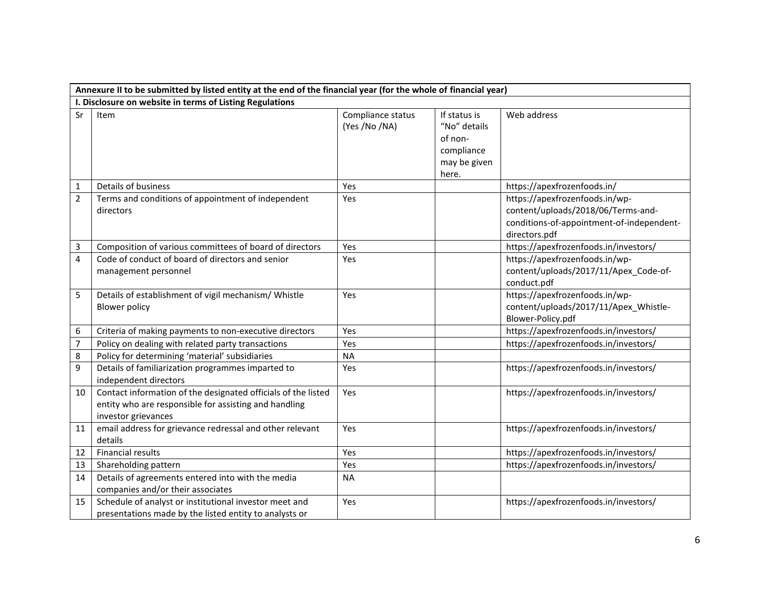| Annexure II to be submitted by listed entity at the end of the financial year (for the whole of financial year) | | | | |
|---|---|---|---|---|
| **I. Disclosure on website in terms of Listing Regulations** | | | | |
| Sr | Item | Compliance status (Yes /No /NA) | If status is "No" details of non-compliance may be given here. | Web address |
| 1 | Details of business | Yes | | https://apexfrozenfoods.in/ |
| 2 | Terms and conditions of appointment of independent directors | Yes | | https://apexfrozenfoods.in/wp-content/uploads/2018/06/Terms-and-conditions-of-appointment-of-independent-directors.pdf |
| 3 | Composition of various committees of board of directors | Yes | | https://apexfrozenfoods.in/investors/ |
| 4 | Code of conduct of board of directors and senior management personnel | Yes | | https://apexfrozenfoods.in/wp-content/uploads/2017/11/Apex_Code-of-conduct.pdf |
| 5 | Details of establishment of vigil mechanism/ Whistle Blower policy | Yes | | https://apexfrozenfoods.in/wp-content/uploads/2017/11/Apex_Whistle-Blower-Policy.pdf |
| 6 | Criteria of making payments to non-executive directors | Yes | | https://apexfrozenfoods.in/investors/ |
| 7 | Policy on dealing with related party transactions | Yes | | https://apexfrozenfoods.in/investors/ |
| 8 | Policy for determining 'material' subsidiaries | NA | | |
| 9 | Details of familiarization programmes imparted to independent directors | Yes | | https://apexfrozenfoods.in/investors/ |
| 10 | Contact information of the designated officials of the listed entity who are responsible for assisting and handling investor grievances | Yes | | https://apexfrozenfoods.in/investors/ |
| 11 | email address for grievance redressal and other relevant details | Yes | | https://apexfrozenfoods.in/investors/ |
| 12 | Financial results | Yes | | https://apexfrozenfoods.in/investors/ |
| 13 | Shareholding pattern | Yes | | https://apexfrozenfoods.in/investors/ |
| 14 | Details of agreements entered into with the media companies and/or their associates | NA | | |
| 15 | Schedule of analyst or institutional investor meet and presentations made by the listed entity to analysts or | Yes | | https://apexfrozenfoods.in/investors/ |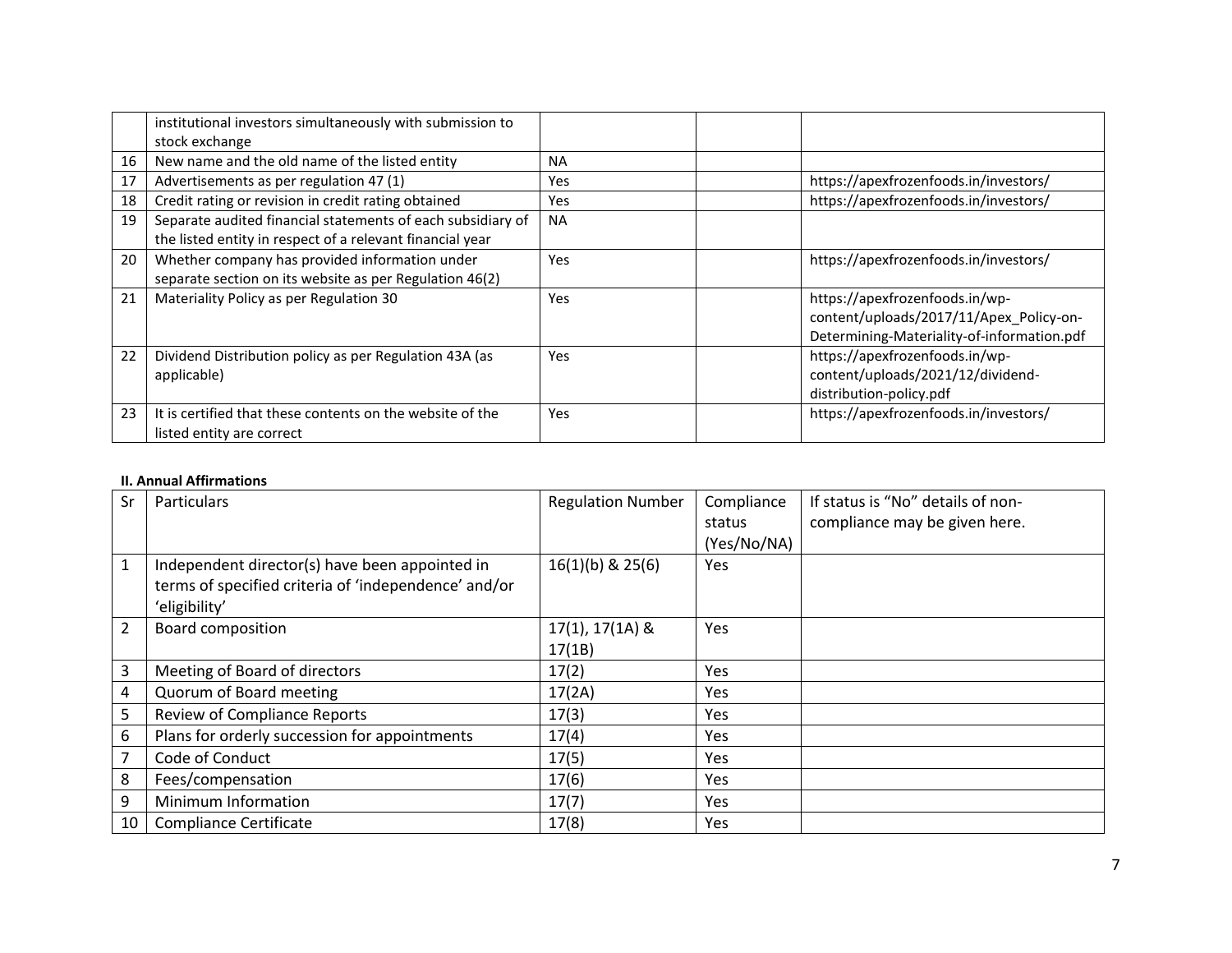| | | | | |
|---|---|---|---|---|
| | institutional investors simultaneously with submission to stock exchange | | | |
| 16 | New name and the old name of the listed entity | NA | | |
| 17 | Advertisements as per regulation 47 (1) | Yes | | https://apexfrozenfoods.in/investors/ |
| 18 | Credit rating or revision in credit rating obtained | Yes | | https://apexfrozenfoods.in/investors/ |
| 19 | Separate audited financial statements of each subsidiary of the listed entity in respect of a relevant financial year | NA | | |
| 20 | Whether company has provided information under separate section on its website as per Regulation 46(2) | Yes | | https://apexfrozenfoods.in/investors/ |
| 21 | Materiality Policy as per Regulation 30 | Yes | | https://apexfrozenfoods.in/wp-content/uploads/2017/11/Apex_Policy-on-Determining-Materiality-of-information.pdf |
| 22 | Dividend Distribution policy as per Regulation 43A (as applicable) | Yes | | https://apexfrozenfoods.in/wp-content/uploads/2021/12/dividend-distribution-policy.pdf |
| 23 | It is certified that these contents on the website of the listed entity are correct | Yes | | https://apexfrozenfoods.in/investors/ |

**II. Annual Affirmations**

| Sr | Particulars | Regulation Number | Compliance status (Yes/No/NA) | If status is "No" details of non-compliance may be given here. |
|---|---|---|---|---|
| 1 | Independent director(s) have been appointed in terms of specified criteria of 'independence' and/or 'eligibility' | 16(1)(b) & 25(6) | Yes | |
| 2 | Board composition | 17(1), 17(1A) & 17(1B) | Yes | |
| 3 | Meeting of Board of directors | 17(2) | Yes | |
| 4 | Quorum of Board meeting | 17(2A) | Yes | |
| 5 | Review of Compliance Reports | 17(3) | Yes | |
| 6 | Plans for orderly succession for appointments | 17(4) | Yes | |
| 7 | Code of Conduct | 17(5) | Yes | |
| 8 | Fees/compensation | 17(6) | Yes | |
| 9 | Minimum Information | 17(7) | Yes | |
| 10 | Compliance Certificate | 17(8) | Yes | |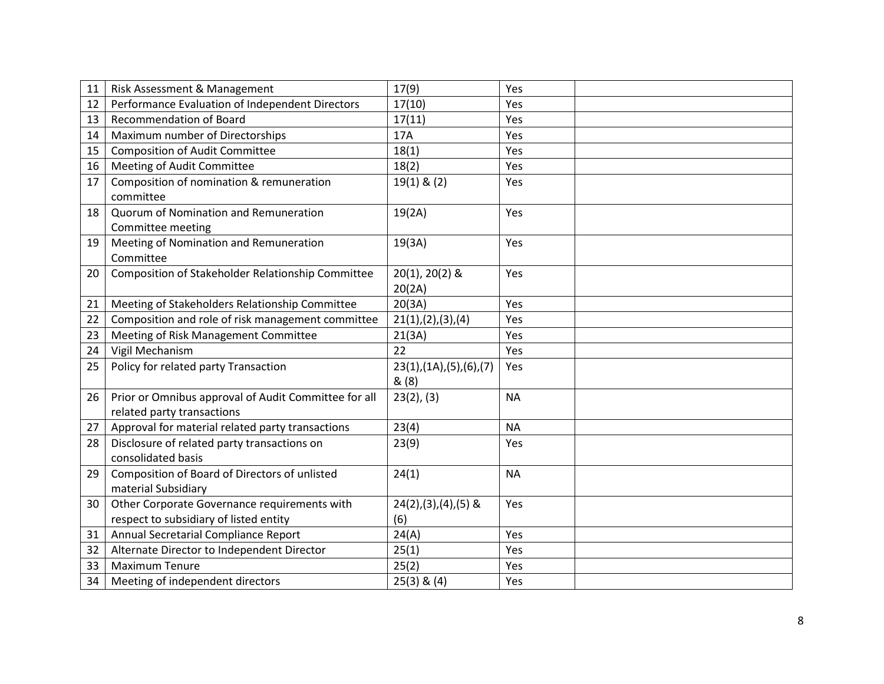| | | | | |
|---|---|---|---|---|
| 11 | Risk Assessment & Management | 17(9) | Yes | |
| 12 | Performance Evaluation of Independent Directors | 17(10) | Yes | |
| 13 | Recommendation of Board | 17(11) | Yes | |
| 14 | Maximum number of Directorships | 17A | Yes | |
| 15 | Composition of Audit Committee | 18(1) | Yes | |
| 16 | Meeting of Audit Committee | 18(2) | Yes | |
| 17 | Composition of nomination & remuneration committee | 19(1) & (2) | Yes | |
| 18 | Quorum of Nomination and Remuneration Committee meeting | 19(2A) | Yes | |
| 19 | Meeting of Nomination and Remuneration Committee | 19(3A) | Yes | |
| 20 | Composition of Stakeholder Relationship Committee | 20(1), 20(2) & 20(2A) | Yes | |
| 21 | Meeting of Stakeholders Relationship Committee | 20(3A) | Yes | |
| 22 | Composition and role of risk management committee | 21(1),(2),(3),(4) | Yes | |
| 23 | Meeting of Risk Management Committee | 21(3A) | Yes | |
| 24 | Vigil Mechanism | 22 | Yes | |
| 25 | Policy for related party Transaction | 23(1),(1A),(5),(6),(7) & (8) | Yes | |
| 26 | Prior or Omnibus approval of Audit Committee for all related party transactions | 23(2), (3) | NA | |
| 27 | Approval for material related party transactions | 23(4) | NA | |
| 28 | Disclosure of related party transactions on consolidated basis | 23(9) | Yes | |
| 29 | Composition of Board of Directors of unlisted material Subsidiary | 24(1) | NA | |
| 30 | Other Corporate Governance requirements with respect to subsidiary of listed entity | 24(2),(3),(4),(5) & (6) | Yes | |
| 31 | Annual Secretarial Compliance Report | 24(A) | Yes | |
| 32 | Alternate Director to Independent Director | 25(1) | Yes | |
| 33 | Maximum Tenure | 25(2) | Yes | |
| 34 | Meeting of independent directors | 25(3) & (4) | Yes | |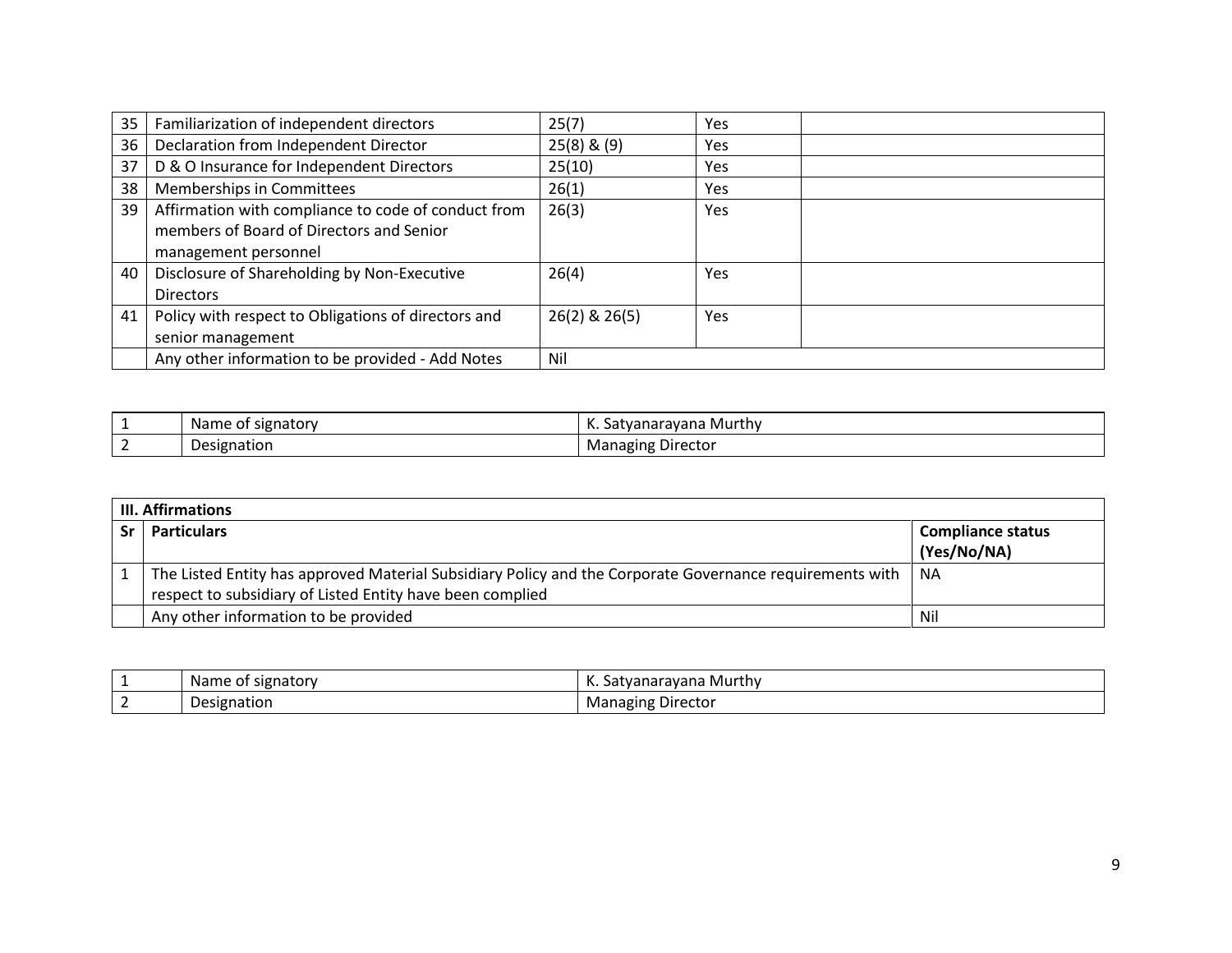| 35 | Familiarization of independent directors | 25(7) | Yes | |
|---|---|---|---|---|
| 36 | Declaration from Independent Director | 25(8) & (9) | Yes | |
| 37 | D & O Insurance for Independent Directors | 25(10) | Yes | |
| 38 | Memberships in Committees | 26(1) | Yes | |
| 39 | Affirmation with compliance to code of conduct from members of Board of Directors and Senior management personnel | 26(3) | Yes | |
| 40 | Disclosure of Shareholding by Non-Executive Directors | 26(4) | Yes | |
| 41 | Policy with respect to Obligations of directors and senior management | 26(2) & 26(5) | Yes | |
| | Any other information to be provided - Add Notes | Nil | | |

| 1 | Name of signatory | K. Satyanarayana Murthy |
|---|---|---|
| 2 | Designation | Managing Director |

| **III. Affirmations** | | |
|---|---|---|
| **Sr** | **Particulars** | **Compliance status (Yes/No/NA)** |
| 1 | The Listed Entity has approved Material Subsidiary Policy and the Corporate Governance requirements with respect to subsidiary of Listed Entity have been complied | NA |
| | Any other information to be provided | Nil |

| 1 | Name of signatory | K. Satyanarayana Murthy |
|---|---|---|
| 2 | Designation | Managing Director |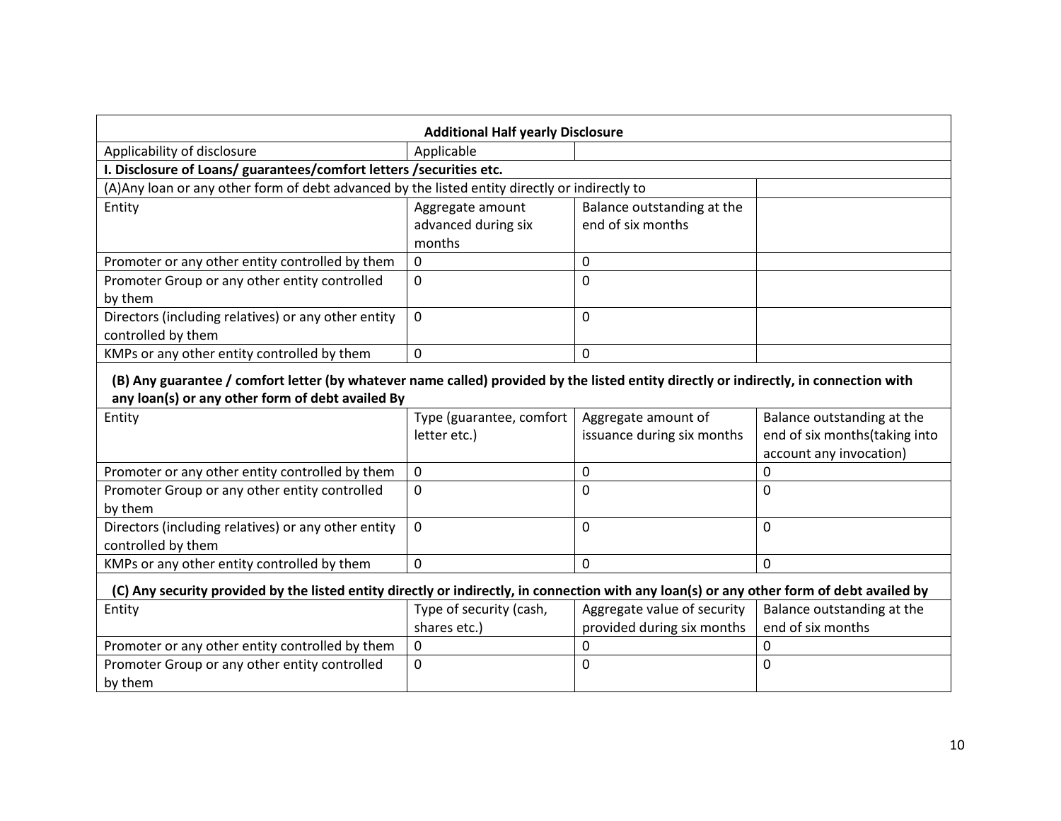| Additional Half yearly Disclosure | | | |
|---|---|---|---|
| Applicability of disclosure | Applicable | | |
| **I. Disclosure of Loans/ guarantees/comfort letters /securities etc.** | | | |
| (A)Any loan or any other form of debt advanced by the listed entity directly or indirectly to | | | |
| Entity | Aggregate amount advanced during six months | Balance outstanding at the end of six months | |
| Promoter or any other entity controlled by them | 0 | 0 | |
| Promoter Group or any other entity controlled by them | 0 | 0 | |
| Directors (including relatives) or any other entity controlled by them | 0 | 0 | |
| KMPs or any other entity controlled by them | 0 | 0 | |
| **(B) Any guarantee / comfort letter (by whatever name called) provided by the listed entity directly or indirectly, in connection with any loan(s) or any other form of debt availed By** | | | |
| Entity | Type (guarantee, comfort letter etc.) | Aggregate amount of issuance during six months | Balance outstanding at the end of six months(taking into account any invocation) |
| Promoter or any other entity controlled by them | 0 | 0 | 0 |
| Promoter Group or any other entity controlled by them | 0 | 0 | 0 |
| Directors (including relatives) or any other entity controlled by them | 0 | 0 | 0 |
| KMPs or any other entity controlled by them | 0 | 0 | 0 |
| **(C) Any security provided by the listed entity directly or indirectly, in connection with any loan(s) or any other form of debt availed by** | | | |
| Entity | Type of security (cash, shares etc.) | Aggregate value of security provided during six months | Balance outstanding at the end of six months |
| Promoter or any other entity controlled by them | 0 | 0 | 0 |
| Promoter Group or any other entity controlled by them | 0 | 0 | 0 |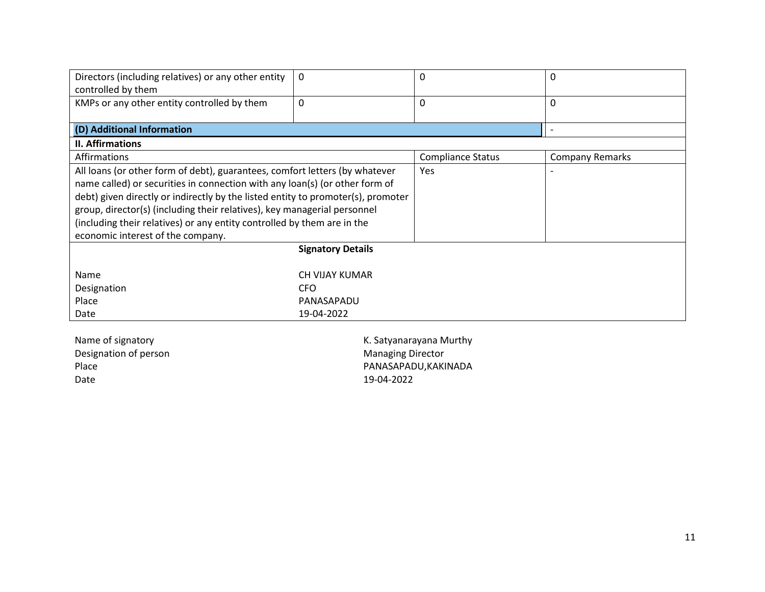| | | | |
|---|---|---|---|
| Directors (including relatives) or any other entity controlled by them | 0 | 0 | 0 |
| KMPs or any other entity controlled by them | 0 | 0 | 0 |
| **(D) Additional Information** | | | - |

**II. Affirmations**

| Affirmations | Compliance Status | Company Remarks |
|---|---|---|
| All loans (or other form of debt), guarantees, comfort letters (by whatever name called) or securities in connection with any loan(s) (or other form of debt) given directly or indirectly by the listed entity to promoter(s), promoter group, director(s) (including their relatives), key managerial personnel (including their relatives) or any entity controlled by them are in the economic interest of the company. | Yes | - |

**Signatory Details**

| | |
|---|---|
| Name | CH VIJAY KUMAR |
| Designation | CFO |
| Place | PANASAPADU |
| Date | 19-04-2022 |

| | |
|---|---|
| Name of signatory | K. Satyanarayana Murthy |
| Designation of person | Managing Director |
| Place | PANASAPADU,KAKINADA |
| Date | 19-04-2022 |